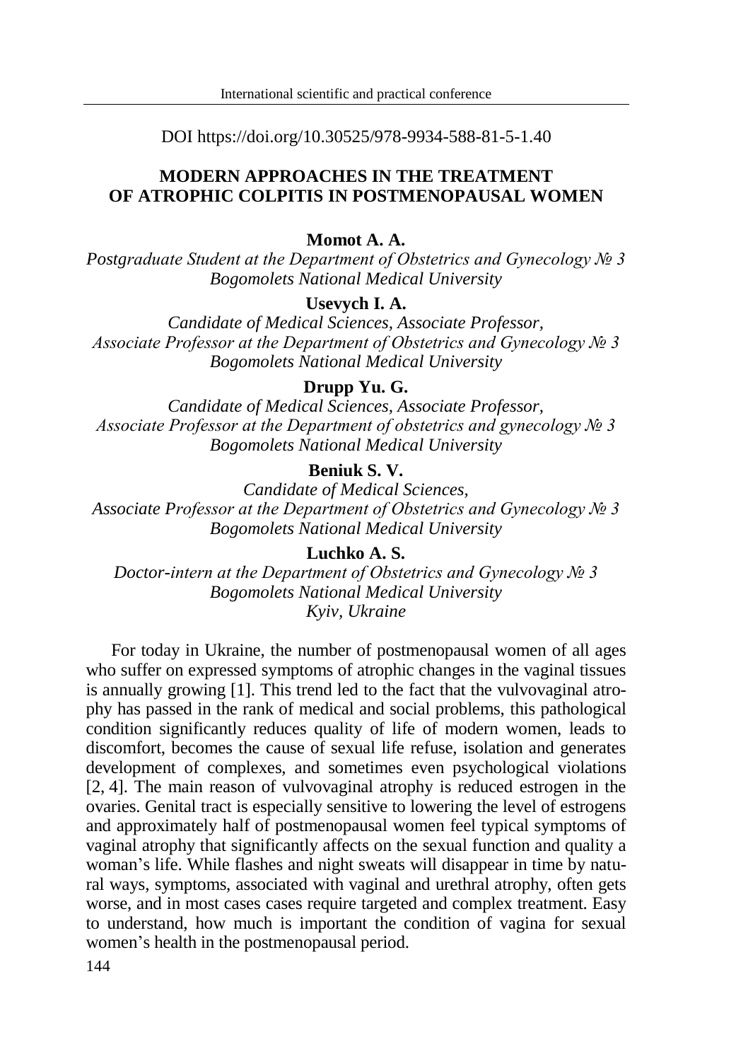DOI https://doi.org/10.30525/978-9934-588-81-5-1.40

# MODERN APPROACHES IN THE TREATMENT OF ATROPHIC COLPITIS IN POSTMENOPAUSAL WOMEN

**Momot A. A.**
*Postgraduate Student at the Department of Obstetrics and Gynecology № 3*
*Bogomolets National Medical University*

**Usevych I. A.**
*Candidate of Medical Sciences, Associate Professor,*
*Associate Professor at the Department of Obstetrics and Gynecology № 3*
*Bogomolets National Medical University*

**Drupp Yu. G.**
*Candidate of Medical Sciences, Associate Professor,*
*Associate Professor at the Department of obstetrics and gynecology № 3*
*Bogomolets National Medical University*

**Beniuk S. V.**
*Candidate of Medical Sciences,*
*Associate Professor at the Department of Obstetrics and Gynecology № 3*
*Bogomolets National Medical University*

**Luchko A. S.**
*Doctor-intern at the Department of Obstetrics and Gynecology № 3*
*Bogomolets National Medical University*
*Kyiv, Ukraine*

For today in Ukraine, the number of postmenopausal women of all ages who suffer on expressed symptoms of atrophic changes in the vaginal tissues is annually growing [1]. This trend led to the fact that the vulvovaginal atrophy has passed in the rank of medical and social problems, this pathological condition significantly reduces quality of life of modern women, leads to discomfort, becomes the cause of sexual life refuse, isolation and generates development of complexes, and sometimes even psychological violations [2, 4]. The main reason of vulvovaginal atrophy is reduced estrogen in the ovaries. Genital tract is especially sensitive to lowering the level of estrogens and approximately half of postmenopausal women feel typical symptoms of vaginal atrophy that significantly affects on the sexual function and quality a woman's life. While flashes and night sweats will disappear in time by natural ways, symptoms, associated with vaginal and urethral atrophy, often gets worse, and in most cases cases require targeted and complex treatment. Easy to understand, how much is important the condition of vagina for sexual women's health in the postmenopausal period.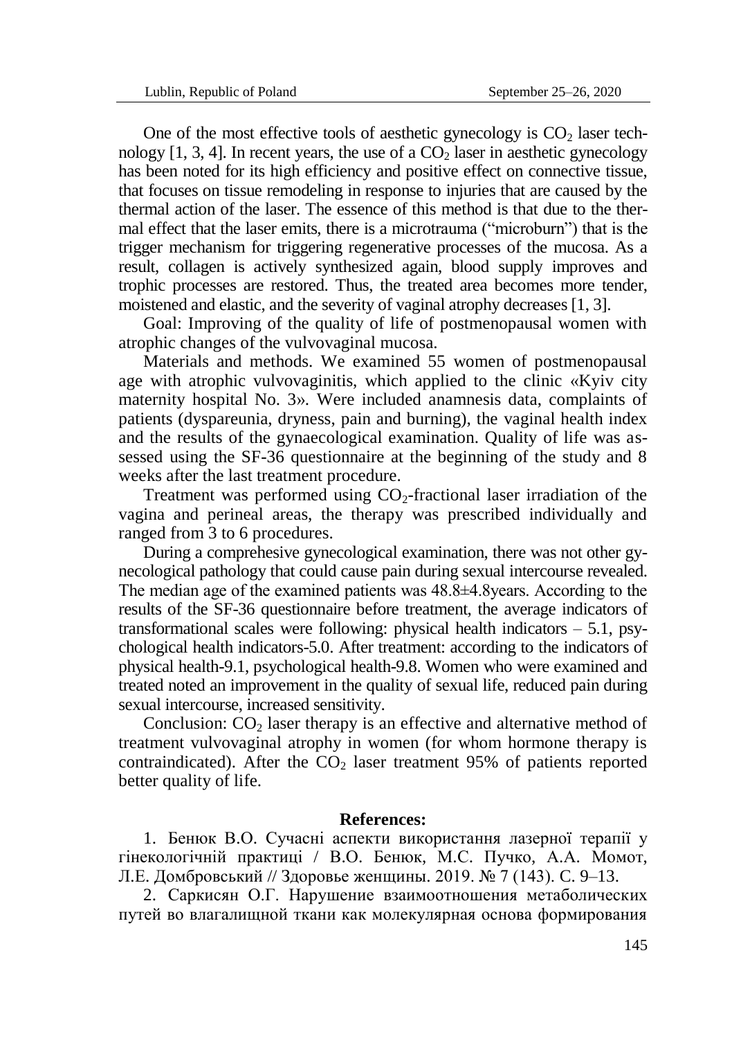One of the most effective tools of aesthetic gynecology is $CO_2$ laser technology [1, 3, 4]. In recent years, the use of a $CO_2$ laser in aesthetic gynecology has been noted for its high efficiency and positive effect on connective tissue, that focuses on tissue remodeling in response to injuries that are caused by the thermal action of the laser. The essence of this method is that due to the thermal effect that the laser emits, there is a microtrauma ("microburn") that is the trigger mechanism for triggering regenerative processes of the mucosa. As a result, collagen is actively synthesized again, blood supply improves and trophic processes are restored. Thus, the treated area becomes more tender, moistened and elastic, and the severity of vaginal atrophy decreases [1, 3].

Goal: Improving of the quality of life of postmenopausal women with atrophic changes of the vulvovaginal mucosa.

Materials and methods. We examined 55 women of postmenopausal age with atrophic vulvovaginitis, which applied to the clinic «Kyiv city maternity hospital No. 3». Were included anamnesis data, complaints of patients (dyspareunia, dryness, pain and burning), the vaginal health index and the results of the gynaecological examination. Quality of life was assessed using the SF-36 questionnaire at the beginning of the study and 8 weeks after the last treatment procedure.

Treatment was performed using $CO_2$-fractional laser irradiation of the vagina and perineal areas, the therapy was prescribed individually and ranged from 3 to 6 procedures.

During a comprehesive gynecological examination, there was not other gynecological pathology that could cause pain during sexual intercourse revealed. The median age of the examined patients was 48.8±4.8years. According to the results of the SF-36 questionnaire before treatment, the average indicators of transformational scales were following: physical health indicators – 5.1, psychological health indicators-5.0. After treatment: according to the indicators of physical health-9.1, psychological health-9.8. Women who were examined and treated noted an improvement in the quality of sexual life, reduced pain during sexual intercourse, increased sensitivity.

Conclusion: $CO_2$ laser therapy is an effective and alternative method of treatment vulvovaginal atrophy in women (for whom hormone therapy is contraindicated). After the $CO_2$ laser treatment 95% of patients reported better quality of life.

**References:**

1. Бенюк В.О. Сучасні аспекти використання лазерної терапії у гінекологічній практиці / В.О. Бенюк, М.С. Пучко, А.А. Момот, Л.Е. Домбровський // Здоровье женщины. 2019. № 7 (143). С. 9–13.
2. Саркисян О.Г. Нарушение взаимоотношения метаболических путей во влагалищной ткани как молекулярная основа формирования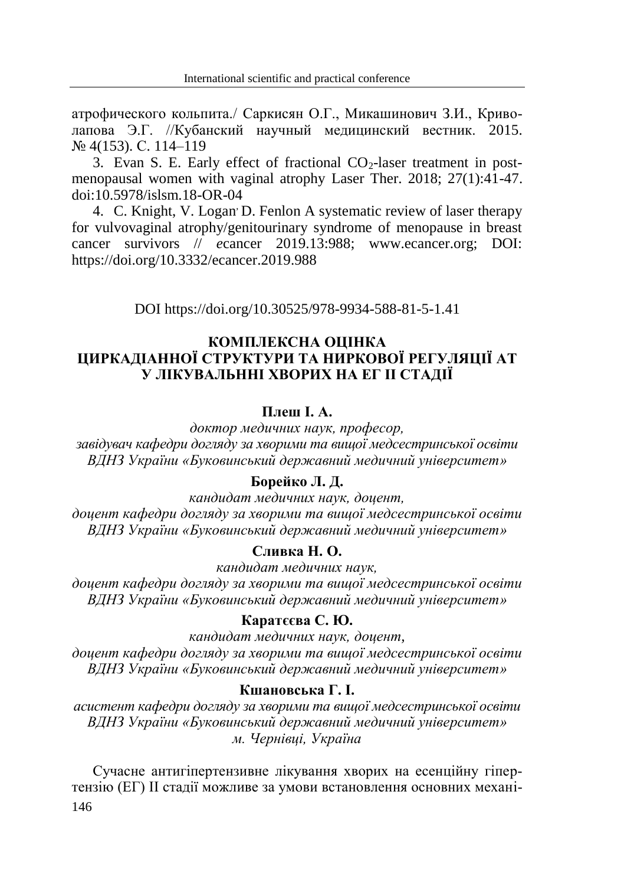атрофического кольпита./ Саркисян О.Г., Микашинович З.И., Криволапова Э.Г. //Кубанский научный медицинский вестник. 2015. № 4(153). С. 114–119

3. Evan S. E. Early effect of fractional $CO_2$-laser treatment in postmenopausal women with vaginal atrophy Laser Ther. 2018; 27(1):41-47. doi:10.5978/islsm.18-OR-04

4. C. Knight, V. Logan, D. Fenlon A systematic review of laser therapy for vulvovaginal atrophy/genitourinary syndrome of menopause in breast cancer survivors // ecancer 2019.13:988; www.ecancer.org; DOI: https://doi.org/10.3332/ecancer.2019.988

DOI https://doi.org/10.30525/978-9934-588-81-5-1.41

## КОМПЛЕКСНА ОЦІНКА ЦИРКАДІАННОЇ СТРУКТУРИ ТА НИРКОВОЇ РЕГУЛЯЦІЇ АТ У ЛІКУВАЛЬННІ ХВОРИХ НА ЕГ ІІ СТАДІЇ

**Плеш І. А.**
*доктор медичних наук, професор,*
*завідувач кафедри догляду за хворими та вищої медсестринської освіти*
*ВДНЗ України «Буковинський державний медичний університет»*

**Борейко Л. Д.**
*кандидат медичних наук, доцент,*
*доцент кафедри догляду за хворими та вищої медсестринської освіти*
*ВДНЗ України «Буковинський державний медичний університет»*

**Сливка Н. О.**
*кандидат медичних наук,*
*доцент кафедри догляду за хворими та вищої медсестринської освіти*
*ВДНЗ України «Буковинський державний медичний університет»*

**Каратєєва С. Ю.**
*кандидат медичних наук, доцент,*
*доцент кафедри догляду за хворими та вищої медсестринської освіти*
*ВДНЗ України «Буковинський державний медичний університет»*

**Кшановська Г. І.**
*асистент кафедри догляду за хворими та вищої медсестринської освіти*
*ВДНЗ України «Буковинський державний медичний університет»*
*м. Чернівці, Україна*

Сучасне антигіпертензивне лікування хворих на есенційну гіпертензію (ЕГ) ІІ стадії можливе за умови встановлення основних механі-